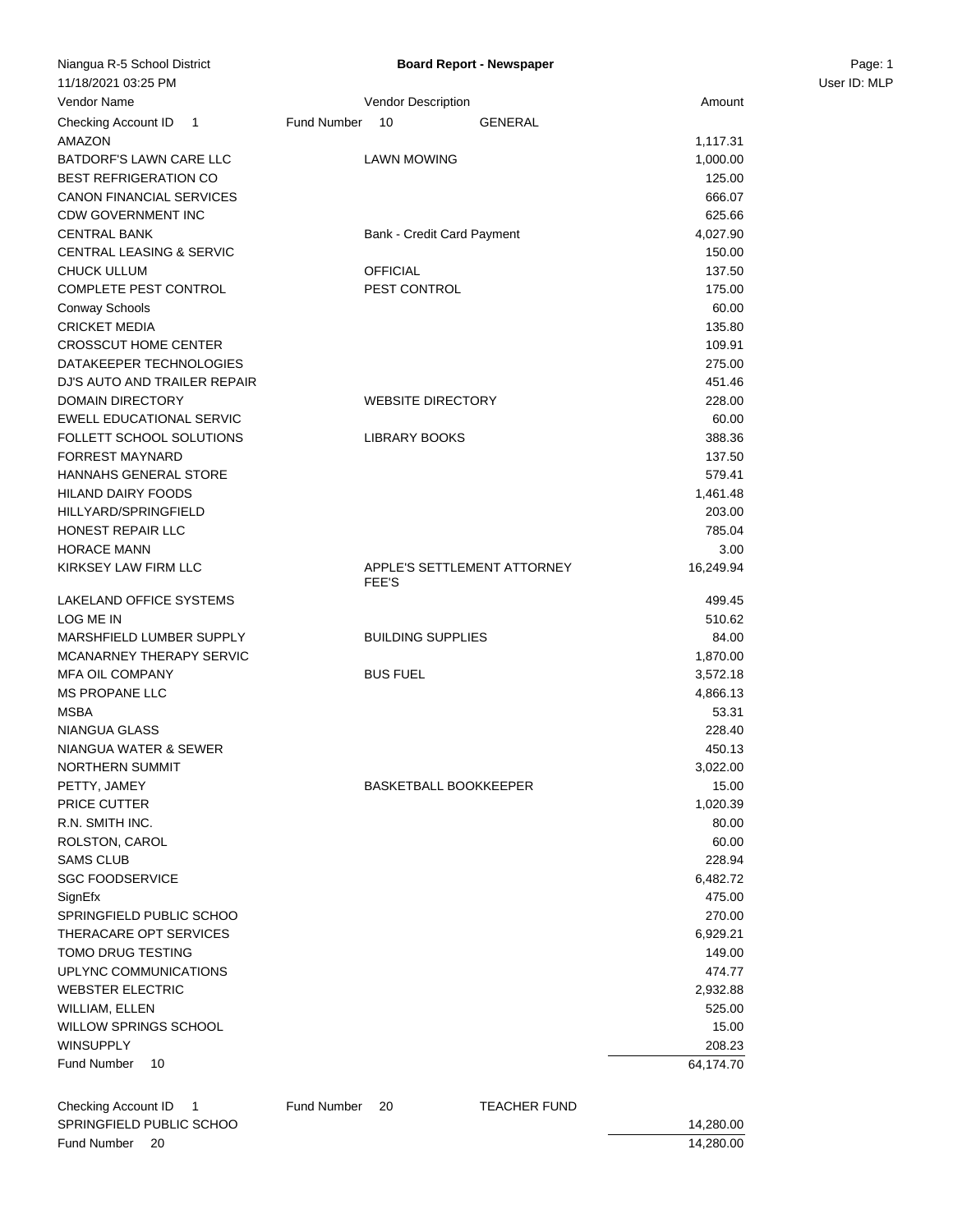Niangua R-5 School District

**Board Report - Newspaper**

11/18/2021 03:25 PM

User ID: MLP

| Vendor Name | Vendor Description | Amount |
|---|---|---|
| Checking Account ID 1 | Fund Number 10 GENERAL | |
| AMAZON | | 1,117.31 |
| BATDORF'S LAWN CARE LLC | LAWN MOWING | 1,000.00 |
| BEST REFRIGERATION CO | | 125.00 |
| CANON FINANCIAL SERVICES | | 666.07 |
| CDW GOVERNMENT INC | | 625.66 |
| CENTRAL BANK | Bank - Credit Card Payment | 4,027.90 |
| CENTRAL LEASING & SERVIC | | 150.00 |
| CHUCK ULLUM | OFFICIAL | 137.50 |
| COMPLETE PEST CONTROL | PEST CONTROL | 175.00 |
| Conway Schools | | 60.00 |
| CRICKET MEDIA | | 135.80 |
| CROSSCUT HOME CENTER | | 109.91 |
| DATAKEEPER TECHNOLOGIES | | 275.00 |
| DJ'S AUTO AND TRAILER REPAIR | | 451.46 |
| DOMAIN DIRECTORY | WEBSITE DIRECTORY | 228.00 |
| EWELL EDUCATIONAL SERVIC | | 60.00 |
| FOLLETT SCHOOL SOLUTIONS | LIBRARY BOOKS | 388.36 |
| FORREST MAYNARD | | 137.50 |
| HANNAHS GENERAL STORE | | 579.41 |
| HILAND DAIRY FOODS | | 1,461.48 |
| HILLYARD/SPRINGFIELD | | 203.00 |
| HONEST REPAIR LLC | | 785.04 |
| HORACE MANN | | 3.00 |
| KIRKSEY LAW FIRM LLC | APPLE'S SETTLEMENT ATTORNEY FEE'S | 16,249.94 |
| LAKELAND OFFICE SYSTEMS | | 499.45 |
| LOG ME IN | | 510.62 |
| MARSHFIELD LUMBER SUPPLY | BUILDING SUPPLIES | 84.00 |
| MCANARNEY THERAPY SERVIC | | 1,870.00 |
| MFA OIL COMPANY | BUS FUEL | 3,572.18 |
| MS PROPANE LLC | | 4,866.13 |
| MSBA | | 53.31 |
| NIANGUA GLASS | | 228.40 |
| NIANGUA WATER & SEWER | | 450.13 |
| NORTHERN SUMMIT | | 3,022.00 |
| PETTY, JAMEY | BASKETBALL BOOKKEEPER | 15.00 |
| PRICE CUTTER | | 1,020.39 |
| R.N. SMITH INC. | | 80.00 |
| ROLSTON, CAROL | | 60.00 |
| SAMS CLUB | | 228.94 |
| SGC FOODSERVICE | | 6,482.72 |
| SignEfx | | 475.00 |
| SPRINGFIELD PUBLIC SCHOO | | 270.00 |
| THERACARE OPT SERVICES | | 6,929.21 |
| TOMO DRUG TESTING | | 149.00 |
| UPLYNC COMMUNICATIONS | | 474.77 |
| WEBSTER ELECTRIC | | 2,932.88 |
| WILLIAM, ELLEN | | 525.00 |
| WILLOW SPRINGS SCHOOL | | 15.00 |
| WINSUPPLY | | 208.23 |
| Fund Number 10 | | 64,174.70 |
| Checking Account ID 1 | Fund Number 20 TEACHER FUND | |
| SPRINGFIELD PUBLIC SCHOO | | 14,280.00 |
| Fund Number 20 | | 14,280.00 |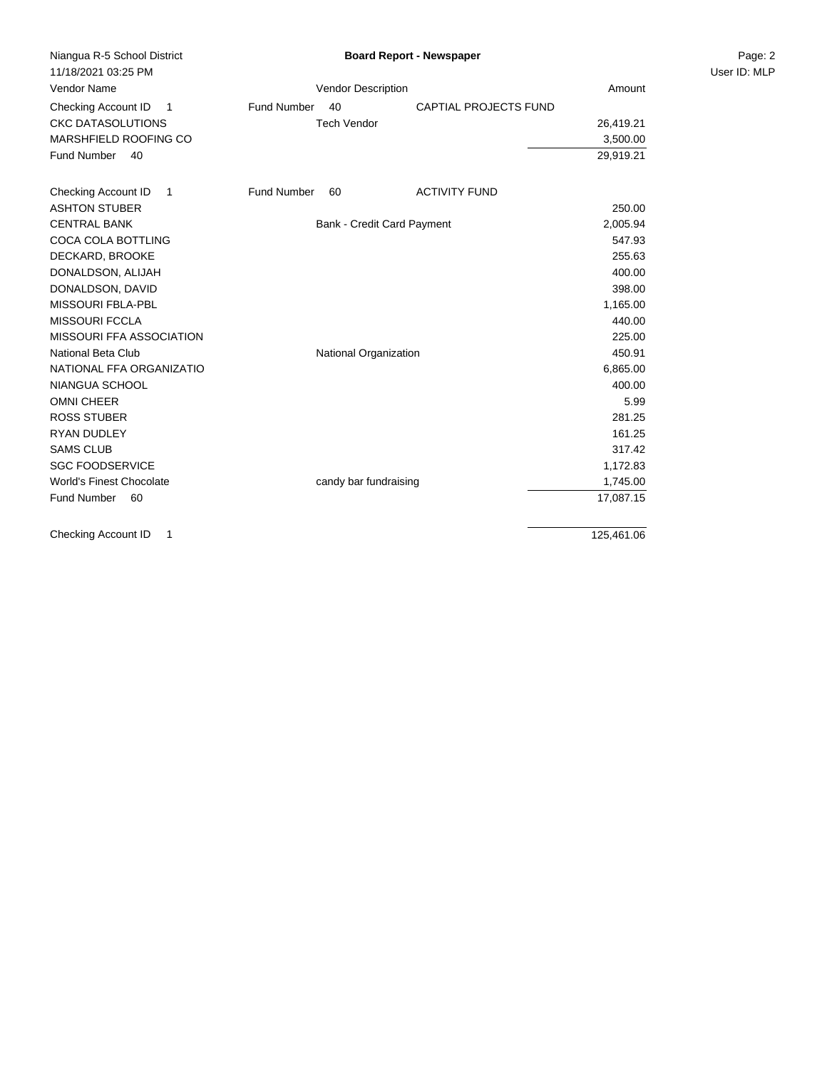| Vendor Name | Vendor Description | | Amount |
|---|---|---|---|
| Checking Account ID 1 | Fund Number 40 | CAPTIAL PROJECTS FUND | |
| CKC DATASOLUTIONS | Tech Vendor | | 26,419.21 |
| MARSHFIELD ROOFING CO | | | 3,500.00 |
| Fund Number 40 | | | 29,919.21 |
| Checking Account ID 1 | Fund Number 60 | ACTIVITY FUND | |
| ASHTON STUBER | | | 250.00 |
| CENTRAL BANK | Bank - Credit Card Payment | | 2,005.94 |
| COCA COLA BOTTLING | | | 547.93 |
| DECKARD, BROOKE | | | 255.63 |
| DONALDSON, ALIJAH | | | 400.00 |
| DONALDSON, DAVID | | | 398.00 |
| MISSOURI FBLA-PBL | | | 1,165.00 |
| MISSOURI FCCLA | | | 440.00 |
| MISSOURI FFA ASSOCIATION | | | 225.00 |
| National Beta Club | National Organization | | 450.91 |
| NATIONAL FFA ORGANIZATIO | | | 6,865.00 |
| NIANGUA SCHOOL | | | 400.00 |
| OMNI CHEER | | | 5.99 |
| ROSS STUBER | | | 281.25 |
| RYAN DUDLEY | | | 161.25 |
| SAMS CLUB | | | 317.42 |
| SGC FOODSERVICE | | | 1,172.83 |
| World's Finest Chocolate | candy bar fundraising | | 1,745.00 |
| Fund Number 60 | | | 17,087.15 |
| Checking Account ID 1 | | | 125,461.06 |